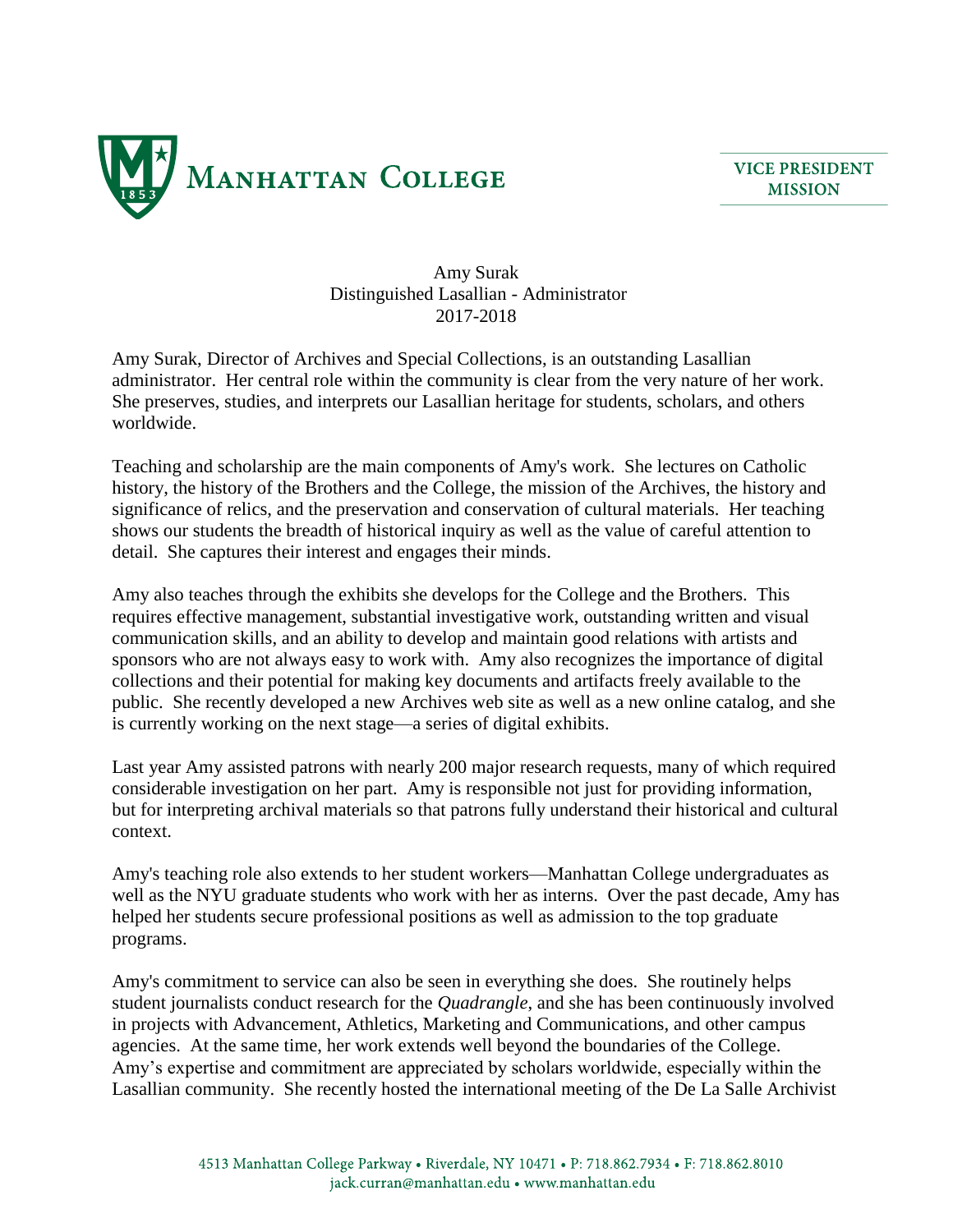MANHATTAN COLLEGE

VICE PRESIDENT MISSION

Amy Surak
Distinguished Lasallian - Administrator
2017-2018

Amy Surak, Director of Archives and Special Collections, is an outstanding Lasallian administrator. Her central role within the community is clear from the very nature of her work. She preserves, studies, and interprets our Lasallian heritage for students, scholars, and others worldwide.

Teaching and scholarship are the main components of Amy's work. She lectures on Catholic history, the history of the Brothers and the College, the mission of the Archives, the history and significance of relics, and the preservation and conservation of cultural materials. Her teaching shows our students the breadth of historical inquiry as well as the value of careful attention to detail. She captures their interest and engages their minds.

Amy also teaches through the exhibits she develops for the College and the Brothers. This requires effective management, substantial investigative work, outstanding written and visual communication skills, and an ability to develop and maintain good relations with artists and sponsors who are not always easy to work with. Amy also recognizes the importance of digital collections and their potential for making key documents and artifacts freely available to the public. She recently developed a new Archives web site as well as a new online catalog, and she is currently working on the next stage—a series of digital exhibits.

Last year Amy assisted patrons with nearly 200 major research requests, many of which required considerable investigation on her part. Amy is responsible not just for providing information, but for interpreting archival materials so that patrons fully understand their historical and cultural context.

Amy's teaching role also extends to her student workers—Manhattan College undergraduates as well as the NYU graduate students who work with her as interns. Over the past decade, Amy has helped her students secure professional positions as well as admission to the top graduate programs.

Amy's commitment to service can also be seen in everything she does. She routinely helps student journalists conduct research for the *Quadrangle*, and she has been continuously involved in projects with Advancement, Athletics, Marketing and Communications, and other campus agencies. At the same time, her work extends well beyond the boundaries of the College. Amy's expertise and commitment are appreciated by scholars worldwide, especially within the Lasallian community. She recently hosted the international meeting of the De La Salle Archivist

4513 Manhattan College Parkway • Riverdale, NY 10471 • P: 718.862.7934 • F: 718.862.8010
jack.curran@manhattan.edu • www.manhattan.edu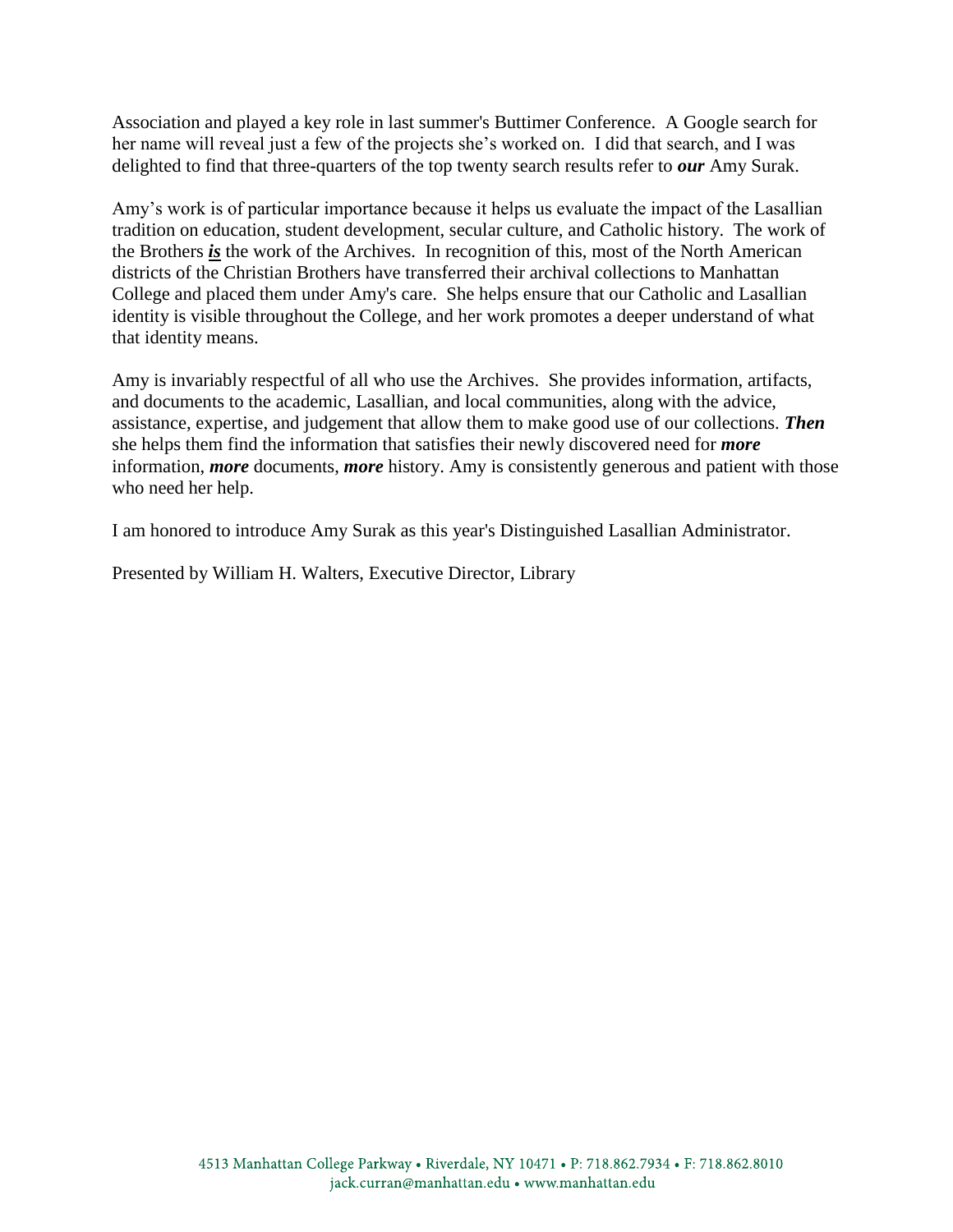Association and played a key role in last summer's Buttimer Conference. A Google search for her name will reveal just a few of the projects she's worked on. I did that search, and I was delighted to find that three-quarters of the top twenty search results refer to ***our*** Amy Surak.

Amy's work is of particular importance because it helps us evaluate the impact of the Lasallian tradition on education, student development, secular culture, and Catholic history. The work of the Brothers ***is*** the work of the Archives. In recognition of this, most of the North American districts of the Christian Brothers have transferred their archival collections to Manhattan College and placed them under Amy's care. She helps ensure that our Catholic and Lasallian identity is visible throughout the College, and her work promotes a deeper understand of what that identity means.

Amy is invariably respectful of all who use the Archives. She provides information, artifacts, and documents to the academic, Lasallian, and local communities, along with the advice, assistance, expertise, and judgement that allow them to make good use of our collections. ***Then*** she helps them find the information that satisfies their newly discovered need for ***more*** information, ***more*** documents, ***more*** history. Amy is consistently generous and patient with those who need her help.

I am honored to introduce Amy Surak as this year's Distinguished Lasallian Administrator.

Presented by William H. Walters, Executive Director, Library

4513 Manhattan College Parkway • Riverdale, NY 10471 • P: 718.862.7934 • F: 718.862.8010
jack.curran@manhattan.edu • www.manhattan.edu